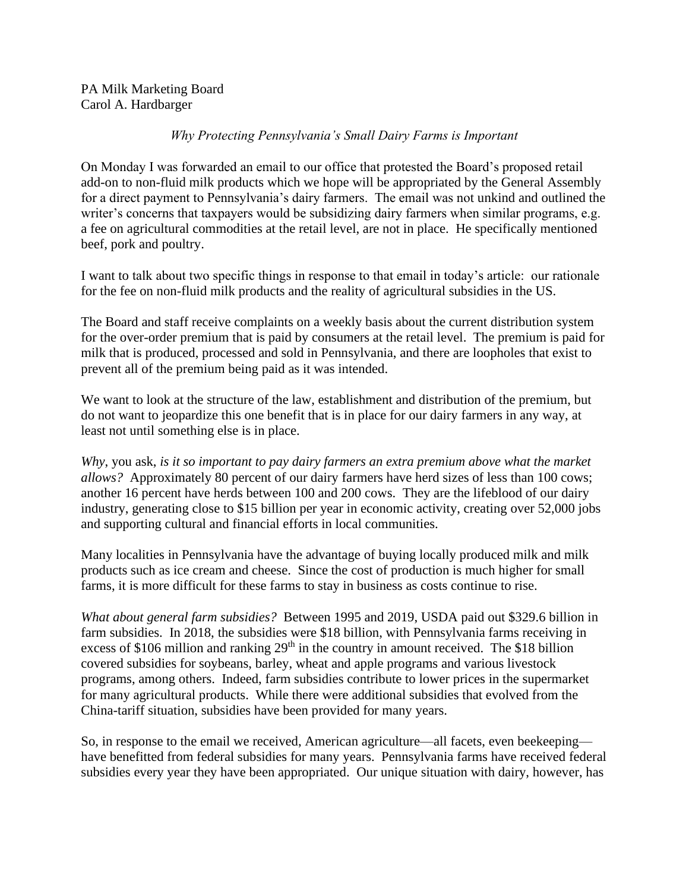PA Milk Marketing Board
Carol A. Hardbarger

*Why Protecting Pennsylvania's Small Dairy Farms is Important*

On Monday I was forwarded an email to our office that protested the Board's proposed retail add-on to non-fluid milk products which we hope will be appropriated by the General Assembly for a direct payment to Pennsylvania's dairy farmers. The email was not unkind and outlined the writer's concerns that taxpayers would be subsidizing dairy farmers when similar programs, e.g. a fee on agricultural commodities at the retail level, are not in place. He specifically mentioned beef, pork and poultry.

I want to talk about two specific things in response to that email in today's article: our rationale for the fee on non-fluid milk products and the reality of agricultural subsidies in the US.

The Board and staff receive complaints on a weekly basis about the current distribution system for the over-order premium that is paid by consumers at the retail level. The premium is paid for milk that is produced, processed and sold in Pennsylvania, and there are loopholes that exist to prevent all of the premium being paid as it was intended.

We want to look at the structure of the law, establishment and distribution of the premium, but do not want to jeopardize this one benefit that is in place for our dairy farmers in any way, at least not until something else is in place.

*Why*, you ask, *is it so important to pay dairy farmers an extra premium above what the market allows?* Approximately 80 percent of our dairy farmers have herd sizes of less than 100 cows; another 16 percent have herds between 100 and 200 cows. They are the lifeblood of our dairy industry, generating close to $15 billion per year in economic activity, creating over 52,000 jobs and supporting cultural and financial efforts in local communities.

Many localities in Pennsylvania have the advantage of buying locally produced milk and milk products such as ice cream and cheese. Since the cost of production is much higher for small farms, it is more difficult for these farms to stay in business as costs continue to rise.

*What about general farm subsidies?* Between 1995 and 2019, USDA paid out $329.6 billion in farm subsidies. In 2018, the subsidies were $18 billion, with Pennsylvania farms receiving in excess of $106 million and ranking 29th in the country in amount received. The $18 billion covered subsidies for soybeans, barley, wheat and apple programs and various livestock programs, among others. Indeed, farm subsidies contribute to lower prices in the supermarket for many agricultural products. While there were additional subsidies that evolved from the China-tariff situation, subsidies have been provided for many years.

So, in response to the email we received, American agriculture—all facets, even beekeeping—have benefitted from federal subsidies for many years. Pennsylvania farms have received federal subsidies every year they have been appropriated. Our unique situation with dairy, however, has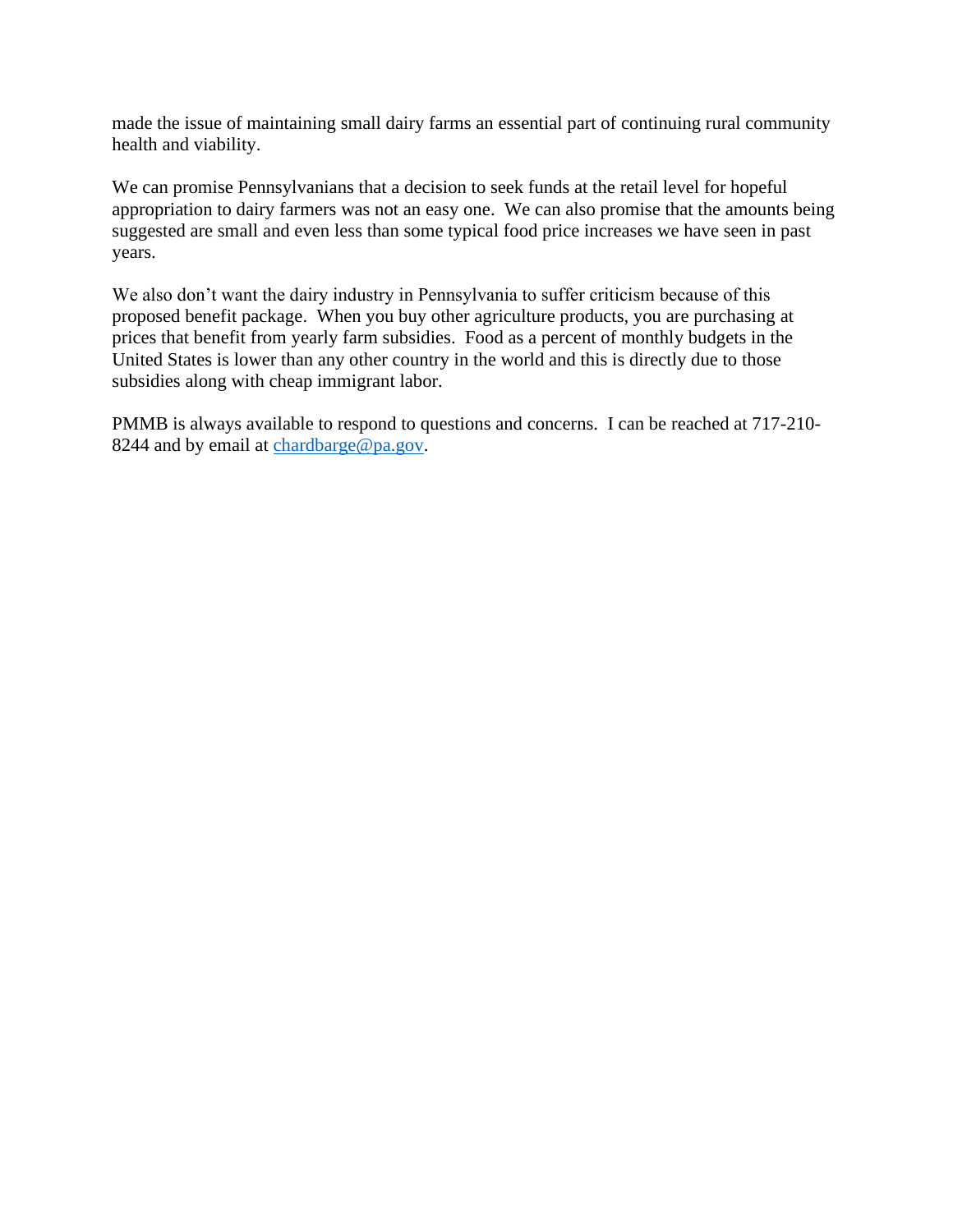made the issue of maintaining small dairy farms an essential part of continuing rural community health and viability.

We can promise Pennsylvanians that a decision to seek funds at the retail level for hopeful appropriation to dairy farmers was not an easy one. We can also promise that the amounts being suggested are small and even less than some typical food price increases we have seen in past years.

We also don't want the dairy industry in Pennsylvania to suffer criticism because of this proposed benefit package. When you buy other agriculture products, you are purchasing at prices that benefit from yearly farm subsidies. Food as a percent of monthly budgets in the United States is lower than any other country in the world and this is directly due to those subsidies along with cheap immigrant labor.

PMMB is always available to respond to questions and concerns. I can be reached at 717-210-8244 and by email at chardbarge@pa.gov.